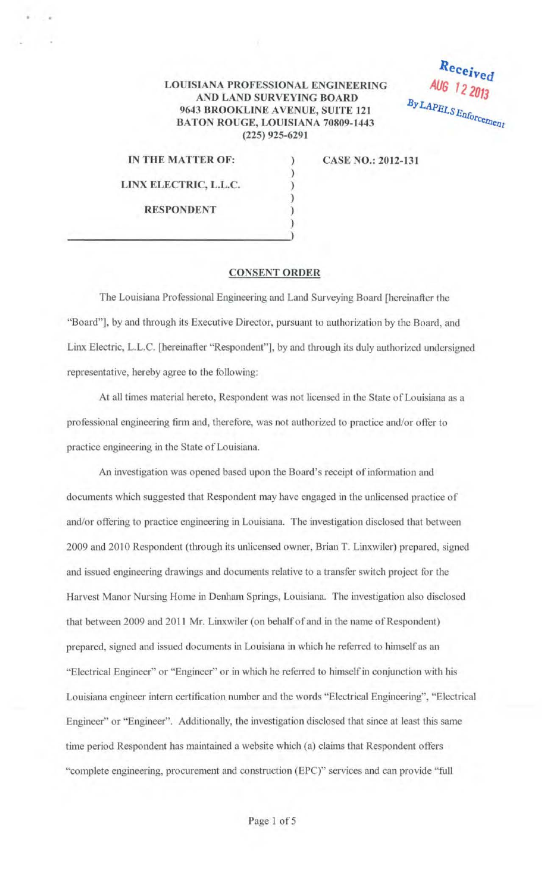Received
AUG 12 2013
By LAPELS Enforcement

**LOUISIANA PROFESSIONAL ENGINEERING AND LAND SURVEYING BOARD**
**9643 BROOKLINE AVENUE, SUITE 121**
**BATON ROUGE, LOUISIANA 70809-1443**
**(225) 925-6291**

**IN THE MATTER OF:**

**LINX ELECTRIC, L.L.C.**

**RESPONDENT**

**CASE NO.: 2012-131**

## CONSENT ORDER

The Louisiana Professional Engineering and Land Surveying Board [hereinafter the "Board"], by and through its Executive Director, pursuant to authorization by the Board, and Linx Electric, L.L.C. [hereinafter "Respondent"], by and through its duly authorized undersigned representative, hereby agree to the following:

At all times material hereto, Respondent was not licensed in the State of Louisiana as a professional engineering firm and, therefore, was not authorized to practice and/or offer to practice engineering in the State of Louisiana.

An investigation was opened based upon the Board's receipt of information and documents which suggested that Respondent may have engaged in the unlicensed practice of and/or offering to practice engineering in Louisiana. The investigation disclosed that between 2009 and 2010 Respondent (through its unlicensed owner, Brian T. Linxwiler) prepared, signed and issued engineering drawings and documents relative to a transfer switch project for the Harvest Manor Nursing Home in Denham Springs, Louisiana. The investigation also disclosed that between 2009 and 2011 Mr. Linxwiler (on behalf of and in the name of Respondent) prepared, signed and issued documents in Louisiana in which he referred to himself as an "Electrical Engineer" or "Engineer" or in which he referred to himself in conjunction with his Louisiana engineer intern certification number and the words "Electrical Engineering", "Electrical Engineer" or "Engineer". Additionally, the investigation disclosed that since at least this same time period Respondent has maintained a website which (a) claims that Respondent offers "complete engineering, procurement and construction (EPC)" services and can provide "full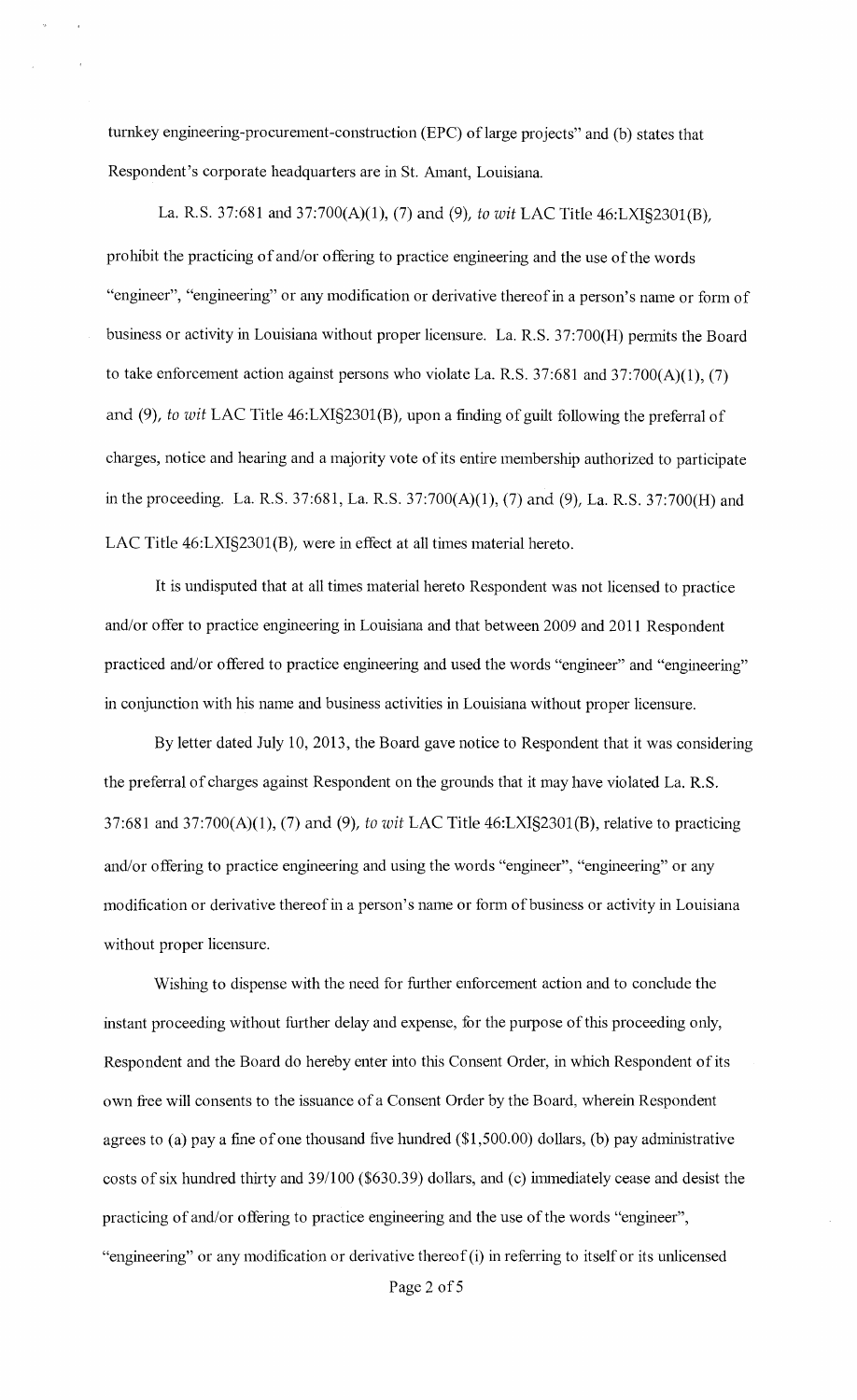turnkey engineering-procurement-construction (EPC) of large projects" and (b) states that Respondent's corporate headquarters are in St. Amant, Louisiana.

La. R.S. 37:681 and 37:700(A)(1), (7) and (9), *to wit* LAC Title 46:LXI§2301(B), prohibit the practicing of and/or offering to practice engineering and the use of the words "engineer", "engineering" or any modification or derivative thereof in a person's name or form of business or activity in Louisiana without proper licensure. La. R.S. 37:700(H) permits the Board to take enforcement action against persons who violate La. R.S. 37:681 and 37:700(A)(1), (7) and (9), *to wit* LAC Title 46:LXI§2301(B), upon a finding of guilt following the preferral of charges, notice and hearing and a majority vote of its entire membership authorized to participate in the proceeding. La. R.S. 37:681, La. R.S. 37:700(A)(1), (7) and (9), La. R.S. 37:700(H) and LAC Title 46:LXI§2301(B), were in effect at all times material hereto.

It is undisputed that at all times material hereto Respondent was not licensed to practice and/or offer to practice engineering in Louisiana and that between 2009 and 2011 Respondent practiced and/or offered to practice engineering and used the words "engineer" and "engineering" in conjunction with his name and business activities in Louisiana without proper licensure.

By letter dated July 10, 2013, the Board gave notice to Respondent that it was considering the preferral of charges against Respondent on the grounds that it may have violated La. R.S. 37:681 and 37:700(A)(1), (7) and (9), *to wit* LAC Title 46:LXI§2301(B), relative to practicing and/or offering to practice engineering and using the words "engineer", "engineering" or any modification or derivative thereof in a person's name or form of business or activity in Louisiana without proper licensure.

Wishing to dispense with the need for further enforcement action and to conclude the instant proceeding without further delay and expense, for the purpose of this proceeding only, Respondent and the Board do hereby enter into this Consent Order, in which Respondent of its own free will consents to the issuance of a Consent Order by the Board, wherein Respondent agrees to (a) pay a fine of one thousand five hundred ($1,500.00) dollars, (b) pay administrative costs of six hundred thirty and 39/100 ($630.39) dollars, and (c) immediately cease and desist the practicing of and/or offering to practice engineering and the use of the words "engineer", "engineering" or any modification or derivative thereof (i) in referring to itself or its unlicensed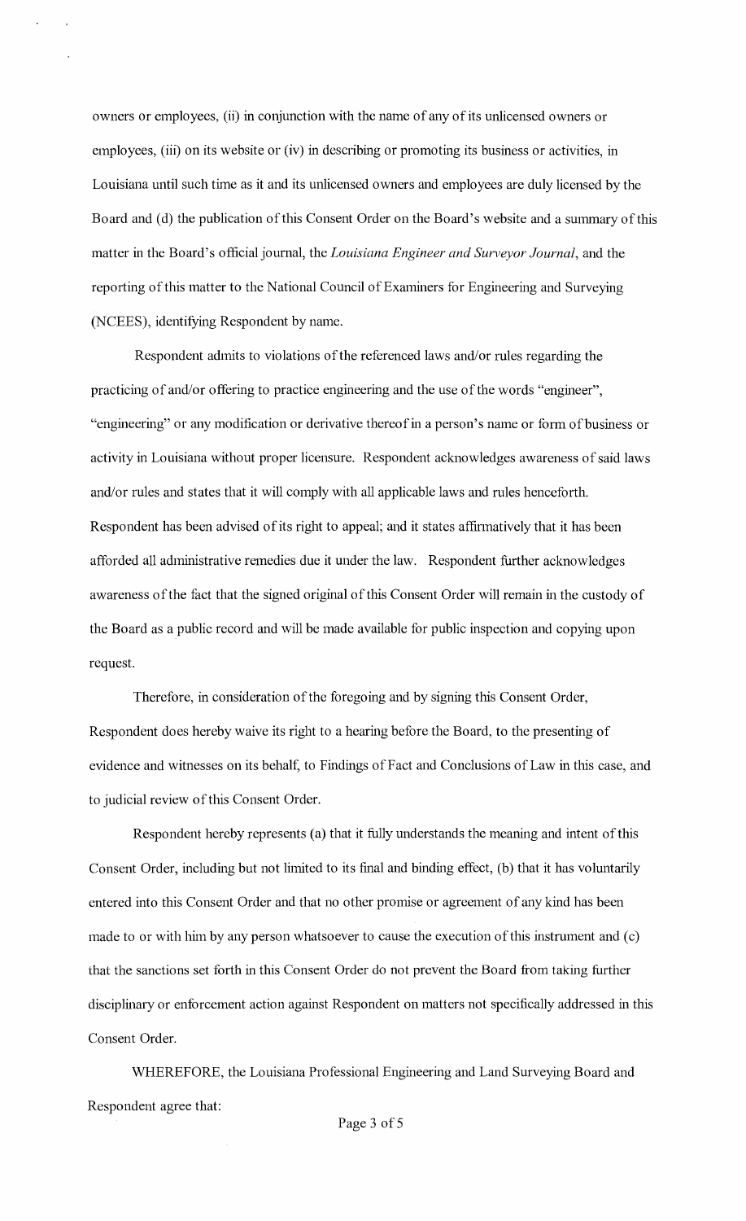owners or employees, (ii) in conjunction with the name of any of its unlicensed owners or employees, (iii) on its website or (iv) in describing or promoting its business or activities, in Louisiana until such time as it and its unlicensed owners and employees are duly licensed by the Board and (d) the publication of this Consent Order on the Board's website and a summary of this matter in the Board's official journal, the *Louisiana Engineer and Surveyor Journal*, and the reporting of this matter to the National Council of Examiners for Engineering and Surveying (NCEES), identifying Respondent by name.

Respondent admits to violations of the referenced laws and/or rules regarding the practicing of and/or offering to practice engineering and the use of the words "engineer", "engineering" or any modification or derivative thereof in a person's name or form of business or activity in Louisiana without proper licensure. Respondent acknowledges awareness of said laws and/or rules and states that it will comply with all applicable laws and rules henceforth. Respondent has been advised of its right to appeal; and it states affirmatively that it has been afforded all administrative remedies due it under the law. Respondent further acknowledges awareness of the fact that the signed original of this Consent Order will remain in the custody of the Board as a public record and will be made available for public inspection and copying upon request.

Therefore, in consideration of the foregoing and by signing this Consent Order, Respondent does hereby waive its right to a hearing before the Board, to the presenting of evidence and witnesses on its behalf, to Findings of Fact and Conclusions of Law in this case, and to judicial review of this Consent Order.

Respondent hereby represents (a) that it fully understands the meaning and intent of this Consent Order, including but not limited to its final and binding effect, (b) that it has voluntarily entered into this Consent Order and that no other promise or agreement of any kind has been made to or with him by any person whatsoever to cause the execution of this instrument and (c) that the sanctions set forth in this Consent Order do not prevent the Board from taking further disciplinary or enforcement action against Respondent on matters not specifically addressed in this Consent Order.

WHEREFORE, the Louisiana Professional Engineering and Land Surveying Board and Respondent agree that: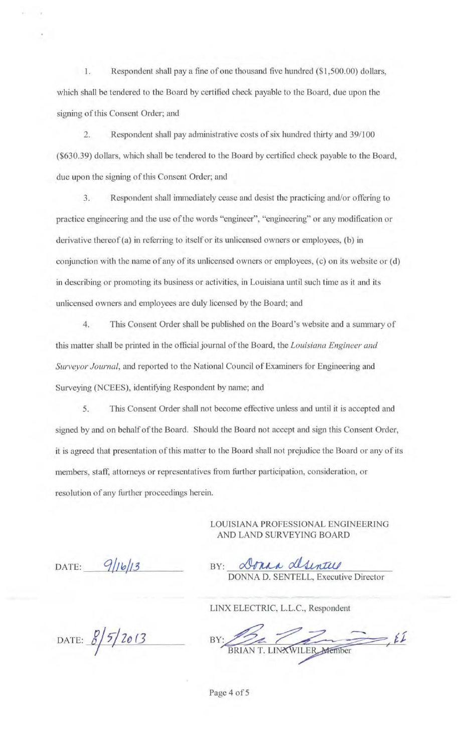1. Respondent shall pay a fine of one thousand five hundred ($1,500.00) dollars, which shall be tendered to the Board by certified check payable to the Board, due upon the signing of this Consent Order; and

2. Respondent shall pay administrative costs of six hundred thirty and 39/100 ($630.39) dollars, which shall be tendered to the Board by certified check payable to the Board, due upon the signing of this Consent Order; and

3. Respondent shall immediately cease and desist the practicing and/or offering to practice engineering and the use of the words "engineer", "engineering" or any modification or derivative thereof (a) in referring to itself or its unlicensed owners or employees, (b) in conjunction with the name of any of its unlicensed owners or employees, (c) on its website or (d) in describing or promoting its business or activities, in Louisiana until such time as it and its unlicensed owners and employees are duly licensed by the Board; and

4. This Consent Order shall be published on the Board's website and a summary of this matter shall be printed in the official journal of the Board, the *Louisiana Engineer and Surveyor Journal*, and reported to the National Council of Examiners for Engineering and Surveying (NCEES), identifying Respondent by name; and

5. This Consent Order shall not become effective unless and until it is accepted and signed by and on behalf of the Board. Should the Board not accept and sign this Consent Order, it is agreed that presentation of this matter to the Board shall not prejudice the Board or any of its members, staff, attorneys or representatives from further participation, consideration, or resolution of any further proceedings herein.

LOUISIANA PROFESSIONAL ENGINEERING AND LAND SURVEYING BOARD

DATE: 9/16/13

BY: Donna D. Sentell
DONNA D. SENTELL, Executive Director

LINX ELECTRIC, L.L.C., Respondent

DATE: 8/5/2013

BY: Brian T. Linxwiler, EI
BRIAN T. LINXWILER, Member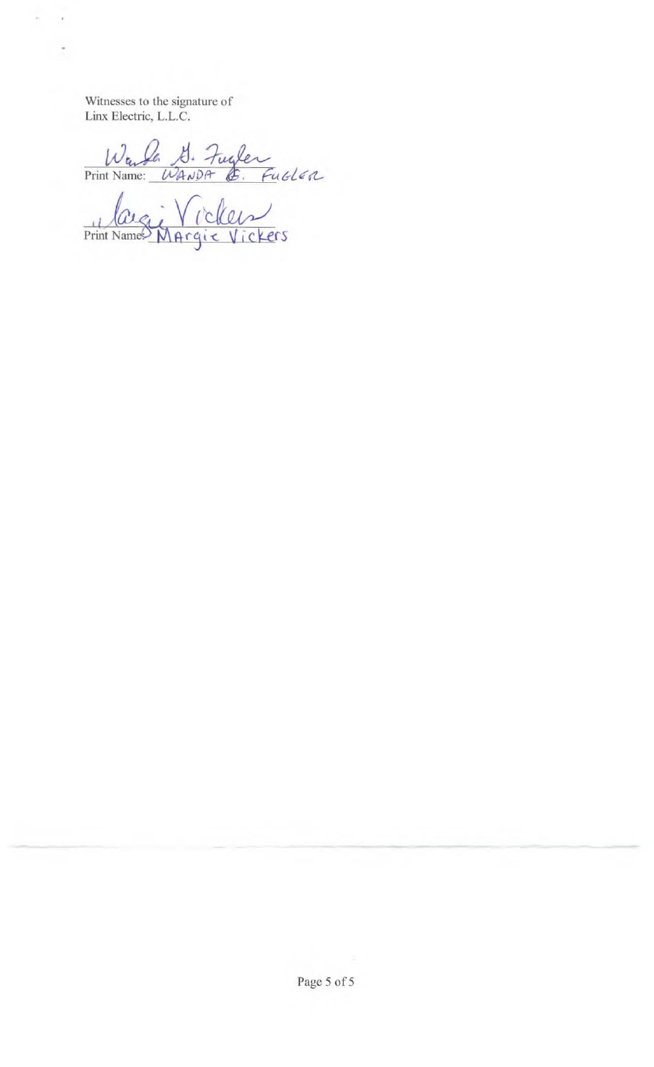Witnesses to the signature of
Linx Electric, L.L.C.

Wanda G. Fugler
Print Name: WANDA G. FUGLER

Margie Vickers
Print Name: Margie Vickers